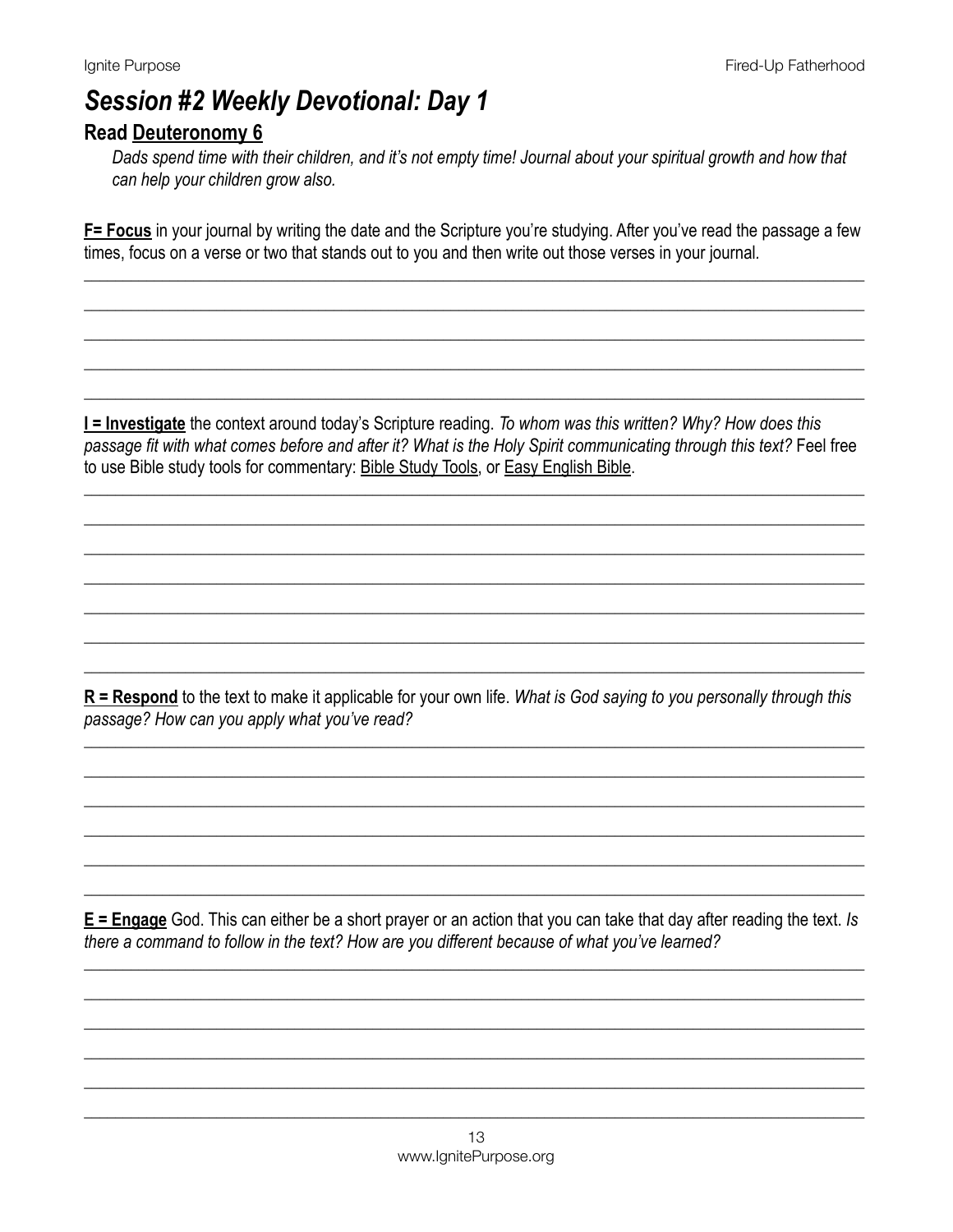# *Session #2 Weekly Devotional: Day 1*

## Read Deuteronomy 6

*Dads spend time with their children, and it's not empty time! Journal about your spiritual growth and how that can help your children grow also.*

**F= Focus** in your journal by writing the date and the Scripture you're studying. After you've read the passage a few times, focus on a verse or two that stands out to you and then write out those verses in your journal.

**I = Investigate** the context around today's Scripture reading. *To whom was this written? Why? How does this passage fit with what comes before and after it? What is the Holy Spirit communicating through this text?* Feel free to use Bible study tools for commentary: Bible Study Tools, or Easy English Bible.

**R = Respond** to the text to make it applicable for your own life. *What is God saying to you personally through this passage? How can you apply what you've read?*

**E = Engage** God. This can either be a short prayer or an action that you can take that day after reading the text. *Is there a command to follow in the text? How are you different because of what you've learned?*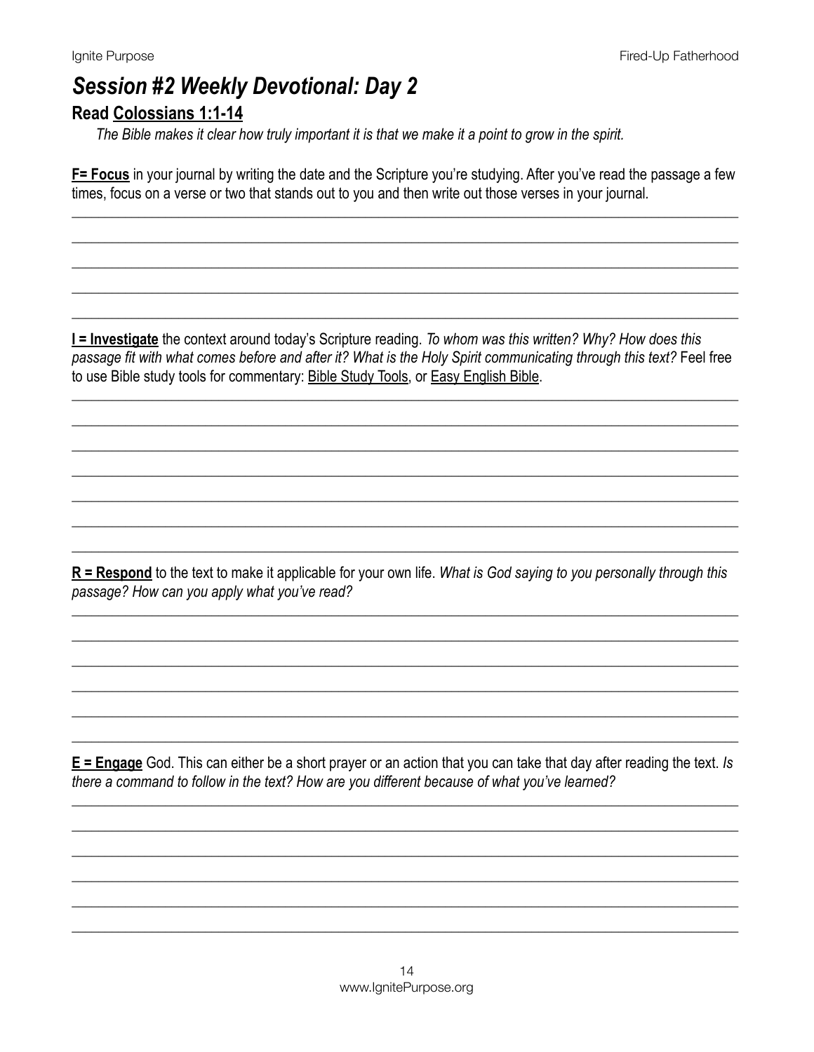# *Session #2 Weekly Devotional: Day 2*

## Read Colossians 1:1-14

*The Bible makes it clear how truly important it is that we make it a point to grow in the spirit.*

**F= Focus** in your journal by writing the date and the Scripture you're studying. After you've read the passage a few times, focus on a verse or two that stands out to you and then write out those verses in your journal.

**I = Investigate** the context around today's Scripture reading. *To whom was this written? Why? How does this passage fit with what comes before and after it? What is the Holy Spirit communicating through this text?* Feel free to use Bible study tools for commentary: Bible Study Tools, or Easy English Bible.

**R = Respond** to the text to make it applicable for your own life. *What is God saying to you personally through this passage? How can you apply what you've read?*

**E = Engage** God. This can either be a short prayer or an action that you can take that day after reading the text. *Is there a command to follow in the text? How are you different because of what you've learned?*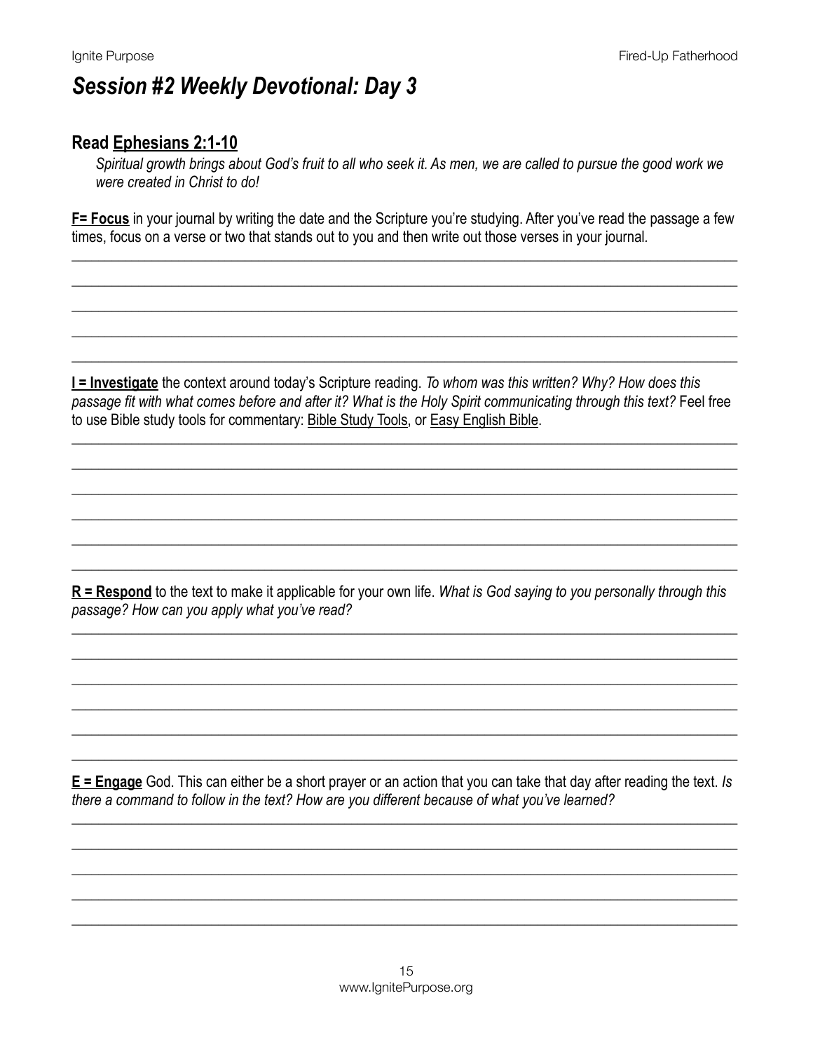# *Session #2 Weekly Devotional: Day 3*

## Read Ephesians 2:1-10

*Spiritual growth brings about God's fruit to all who seek it. As men, we are called to pursue the good work we were created in Christ to do!*

**F= Focus** in your journal by writing the date and the Scripture you're studying. After you've read the passage a few times, focus on a verse or two that stands out to you and then write out those verses in your journal.

______________________________________________________________________________________

______________________________________________________________________________________

______________________________________________________________________________________

______________________________________________________________________________________

______________________________________________________________________________________

**I = Investigate** the context around today's Scripture reading. *To whom was this written? Why? How does this passage fit with what comes before and after it? What is the Holy Spirit communicating through this text?* Feel free to use Bible study tools for commentary: Bible Study Tools, or Easy English Bible.

______________________________________________________________________________________

______________________________________________________________________________________

______________________________________________________________________________________

______________________________________________________________________________________

______________________________________________________________________________________

______________________________________________________________________________________

**R = Respond** to the text to make it applicable for your own life. *What is God saying to you personally through this passage? How can you apply what you've read?*

______________________________________________________________________________________

______________________________________________________________________________________

______________________________________________________________________________________

______________________________________________________________________________________

______________________________________________________________________________________

______________________________________________________________________________________

**E = Engage** God. This can either be a short prayer or an action that you can take that day after reading the text. *Is there a command to follow in the text? How are you different because of what you've learned?*

______________________________________________________________________________________

______________________________________________________________________________________

______________________________________________________________________________________

______________________________________________________________________________________

______________________________________________________________________________________

www.IgnitePurpose.org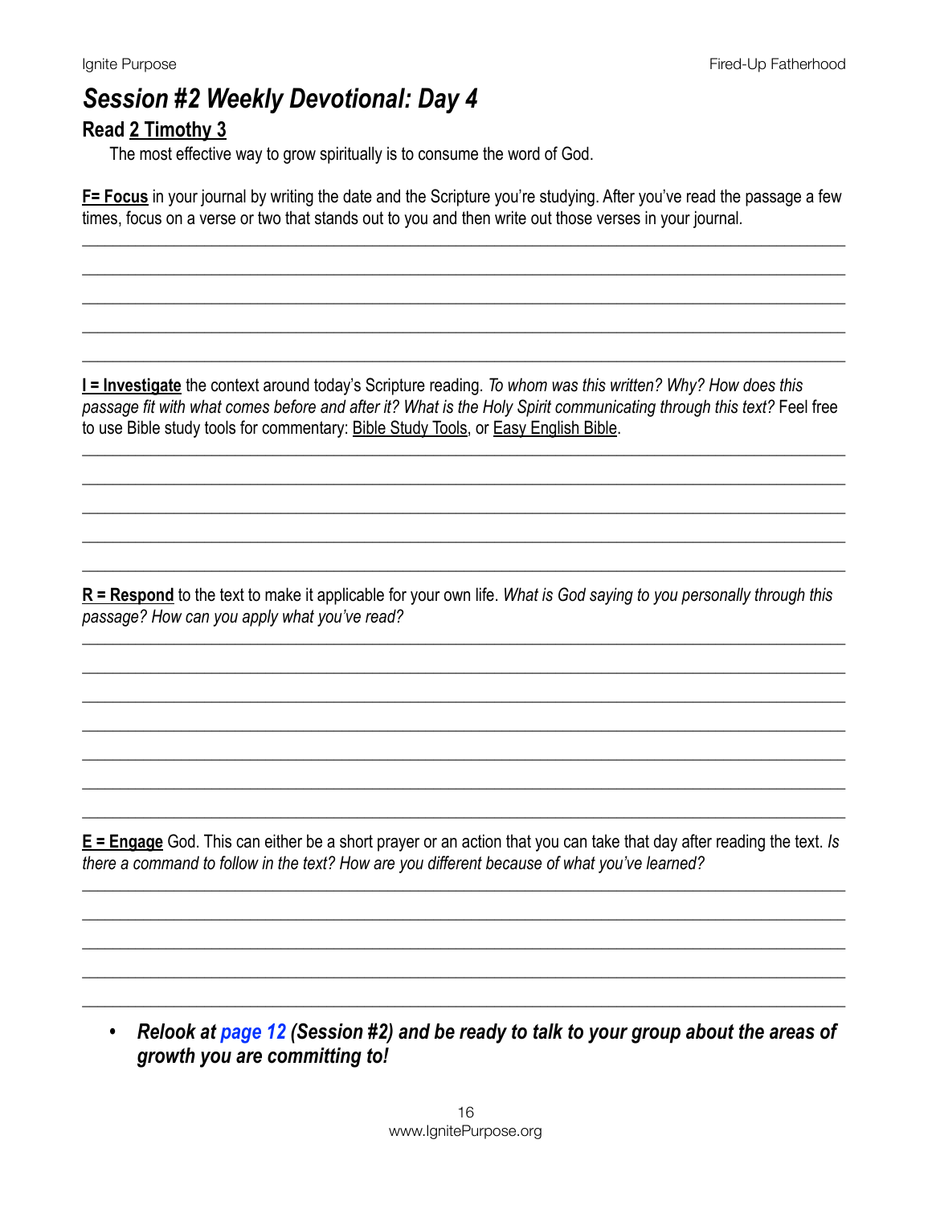# *Session #2 Weekly Devotional: Day 4*

## Read 2 Timothy 3

The most effective way to grow spiritually is to consume the word of God.

**F= Focus** in your journal by writing the date and the Scripture you're studying. After you've read the passage a few times, focus on a verse or two that stands out to you and then write out those verses in your journal.

**I = Investigate** the context around today's Scripture reading. *To whom was this written? Why? How does this passage fit with what comes before and after it? What is the Holy Spirit communicating through this text?* Feel free to use Bible study tools for commentary: Bible Study Tools, or Easy English Bible.

**R = Respond** to the text to make it applicable for your own life. *What is God saying to you personally through this passage? How can you apply what you've read?*

**E = Engage** God. This can either be a short prayer or an action that you can take that day after reading the text. *Is there a command to follow in the text? How are you different because of what you've learned?*

- ***Relook at page 12 (Session #2) and be ready to talk to your group about the areas of growth you are committing to!***

www.IgnitePurpose.org